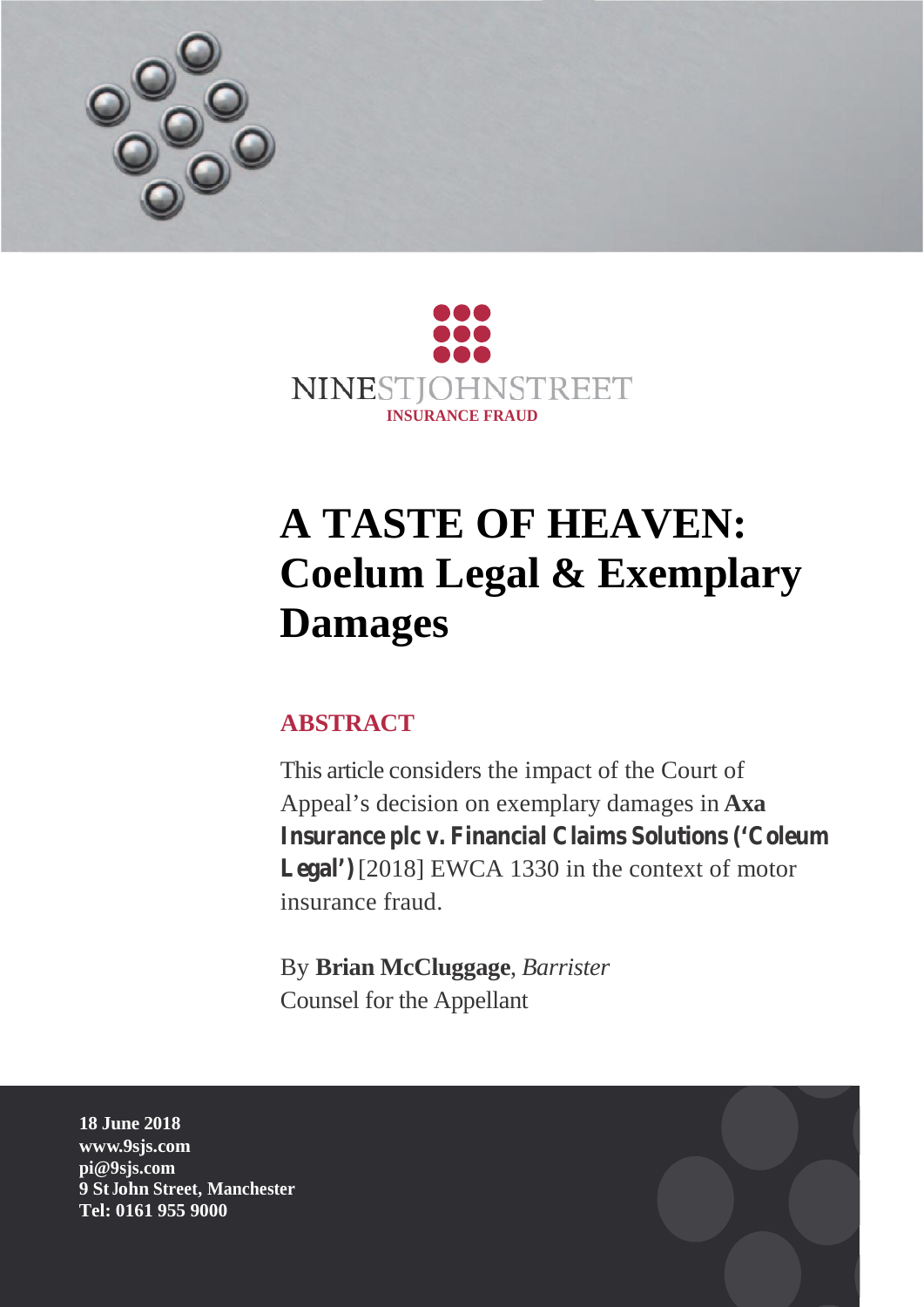NINESTJOHNSTREET
INSURANCE FRAUD

# A TASTE OF HEAVEN: Coelum Legal & Exemplary Damages

## ABSTRACT

This article considers the impact of the Court of Appeal's decision on exemplary damages in **Axa Insurance plc v. Financial Claims Solutions ('Coleum Legal')** [2018] EWCA 1330 in the context of motor insurance fraud.

By **Brian McCluggage**, *Barrister*
Counsel for the Appellant

**18 June 2018**
**www.9sjs.com**
**pi@9sjs.com**
**9 St John Street, Manchester**
**Tel: 0161 955 9000**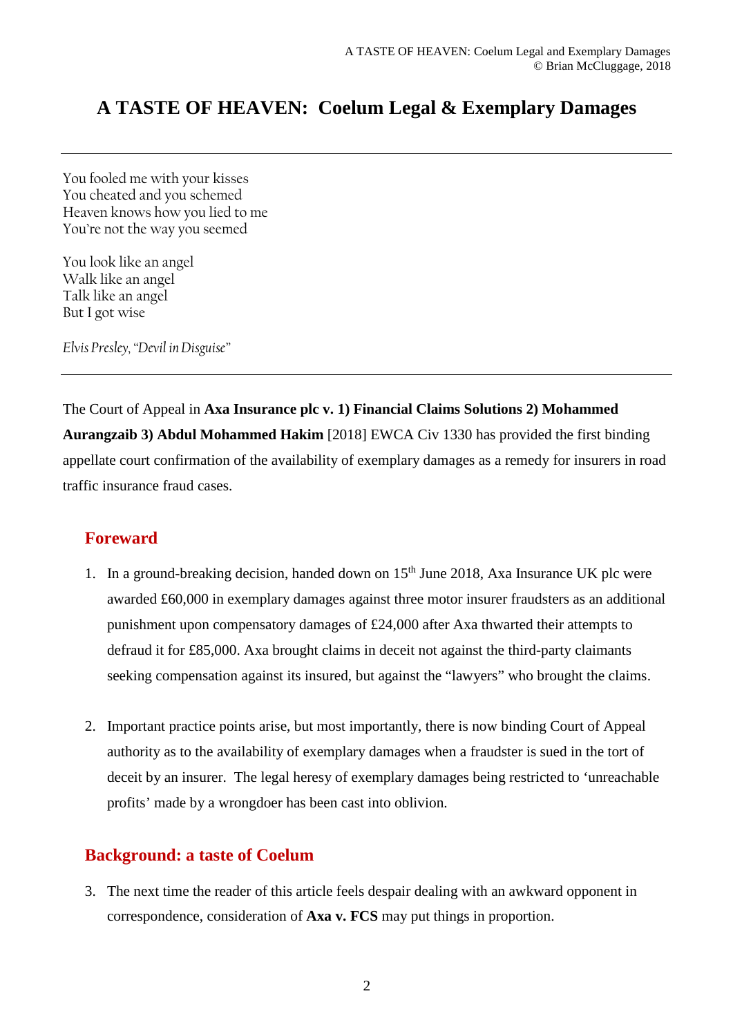# A TASTE OF HEAVEN: Coelum Legal & Exemplary Damages

---

You fooled me with your kisses
You cheated and you schemed
Heaven knows how you lied to me
You're not the way you seemed

You look like an angel
Walk like an angel
Talk like an angel
But I got wise

*Elvis Presley, "Devil in Disguise"*

---

The Court of Appeal in **Axa Insurance plc v. 1) Financial Claims Solutions 2) Mohammed Aurangzaib 3) Abdul Mohammed Hakim** [2018] EWCA Civ 1330 has provided the first binding appellate court confirmation of the availability of exemplary damages as a remedy for insurers in road traffic insurance fraud cases.

## Foreward

1. In a ground-breaking decision, handed down on 15th June 2018, Axa Insurance UK plc were awarded £60,000 in exemplary damages against three motor insurer fraudsters as an additional punishment upon compensatory damages of £24,000 after Axa thwarted their attempts to defraud it for £85,000. Axa brought claims in deceit not against the third-party claimants seeking compensation against its insured, but against the "lawyers" who brought the claims.

2. Important practice points arise, but most importantly, there is now binding Court of Appeal authority as to the availability of exemplary damages when a fraudster is sued in the tort of deceit by an insurer. The legal heresy of exemplary damages being restricted to 'unreachable profits' made by a wrongdoer has been cast into oblivion.

## Background: a taste of Coelum

3. The next time the reader of this article feels despair dealing with an awkward opponent in correspondence, consideration of **Axa v. FCS** may put things in proportion.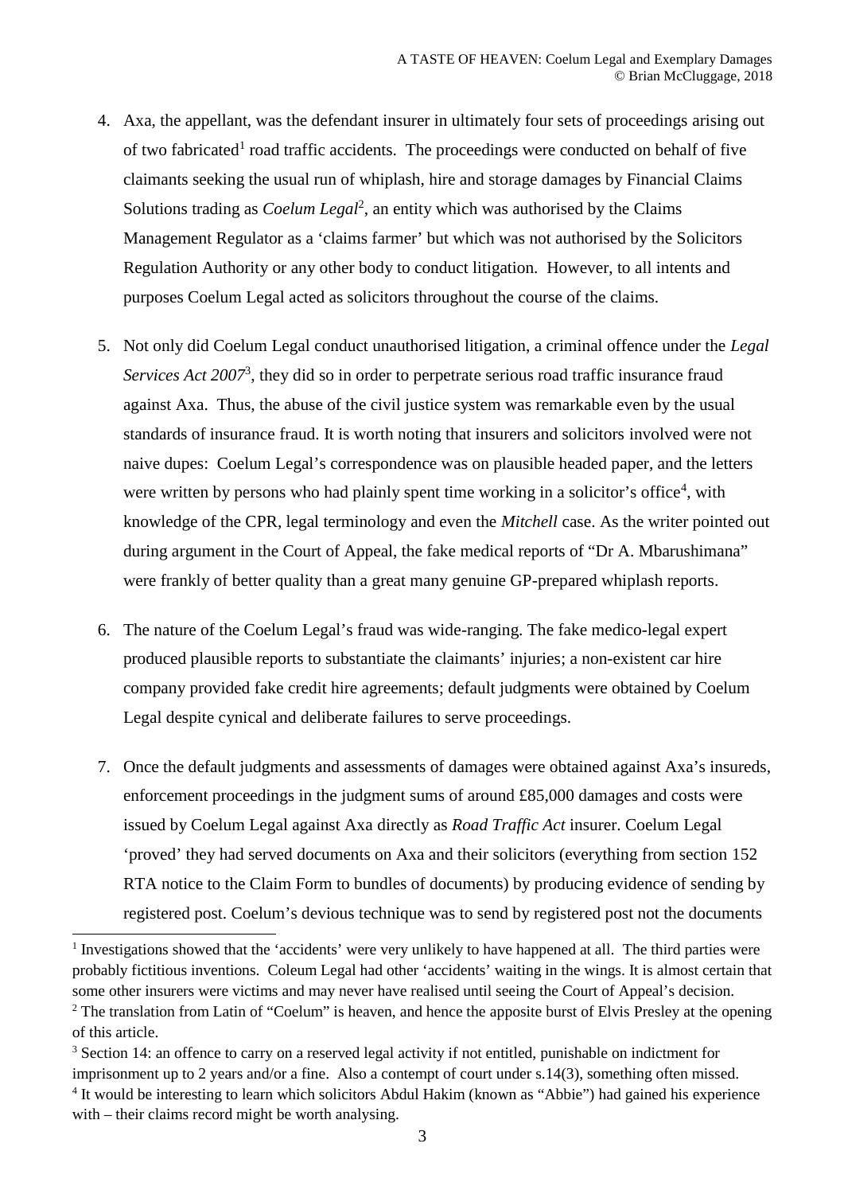4. Axa, the appellant, was the defendant insurer in ultimately four sets of proceedings arising out of two fabricated[1] road traffic accidents. The proceedings were conducted on behalf of five claimants seeking the usual run of whiplash, hire and storage damages by Financial Claims Solutions trading as *Coelum Legal*[2], an entity which was authorised by the Claims Management Regulator as a 'claims farmer' but which was not authorised by the Solicitors Regulation Authority or any other body to conduct litigation. However, to all intents and purposes Coelum Legal acted as solicitors throughout the course of the claims.

5. Not only did Coelum Legal conduct unauthorised litigation, a criminal offence under the *Legal Services Act 2007*[3], they did so in order to perpetrate serious road traffic insurance fraud against Axa. Thus, the abuse of the civil justice system was remarkable even by the usual standards of insurance fraud. It is worth noting that insurers and solicitors involved were not naive dupes: Coelum Legal's correspondence was on plausible headed paper, and the letters were written by persons who had plainly spent time working in a solicitor's office[4], with knowledge of the CPR, legal terminology and even the *Mitchell* case. As the writer pointed out during argument in the Court of Appeal, the fake medical reports of "Dr A. Mbarushimana" were frankly of better quality than a great many genuine GP-prepared whiplash reports.

6. The nature of the Coelum Legal's fraud was wide-ranging. The fake medico-legal expert produced plausible reports to substantiate the claimants' injuries; a non-existent car hire company provided fake credit hire agreements; default judgments were obtained by Coelum Legal despite cynical and deliberate failures to serve proceedings.

7. Once the default judgments and assessments of damages were obtained against Axa's insureds, enforcement proceedings in the judgment sums of around £85,000 damages and costs were issued by Coelum Legal against Axa directly as *Road Traffic Act* insurer. Coelum Legal 'proved' they had served documents on Axa and their solicitors (everything from section 152 RTA notice to the Claim Form to bundles of documents) by producing evidence of sending by registered post. Coelum's devious technique was to send by registered post not the documents

---

[1] Investigations showed that the 'accidents' were very unlikely to have happened at all. The third parties were probably fictitious inventions. Coleum Legal had other 'accidents' waiting in the wings. It is almost certain that some other insurers were victims and may never have realised until seeing the Court of Appeal's decision.

[2] The translation from Latin of "Coelum" is heaven, and hence the apposite burst of Elvis Presley at the opening of this article.

[3] Section 14: an offence to carry on a reserved legal activity if not entitled, punishable on indictment for imprisonment up to 2 years and/or a fine. Also a contempt of court under s.14(3), something often missed.

[4] It would be interesting to learn which solicitors Abdul Hakim (known as "Abbie") had gained his experience with – their claims record might be worth analysing.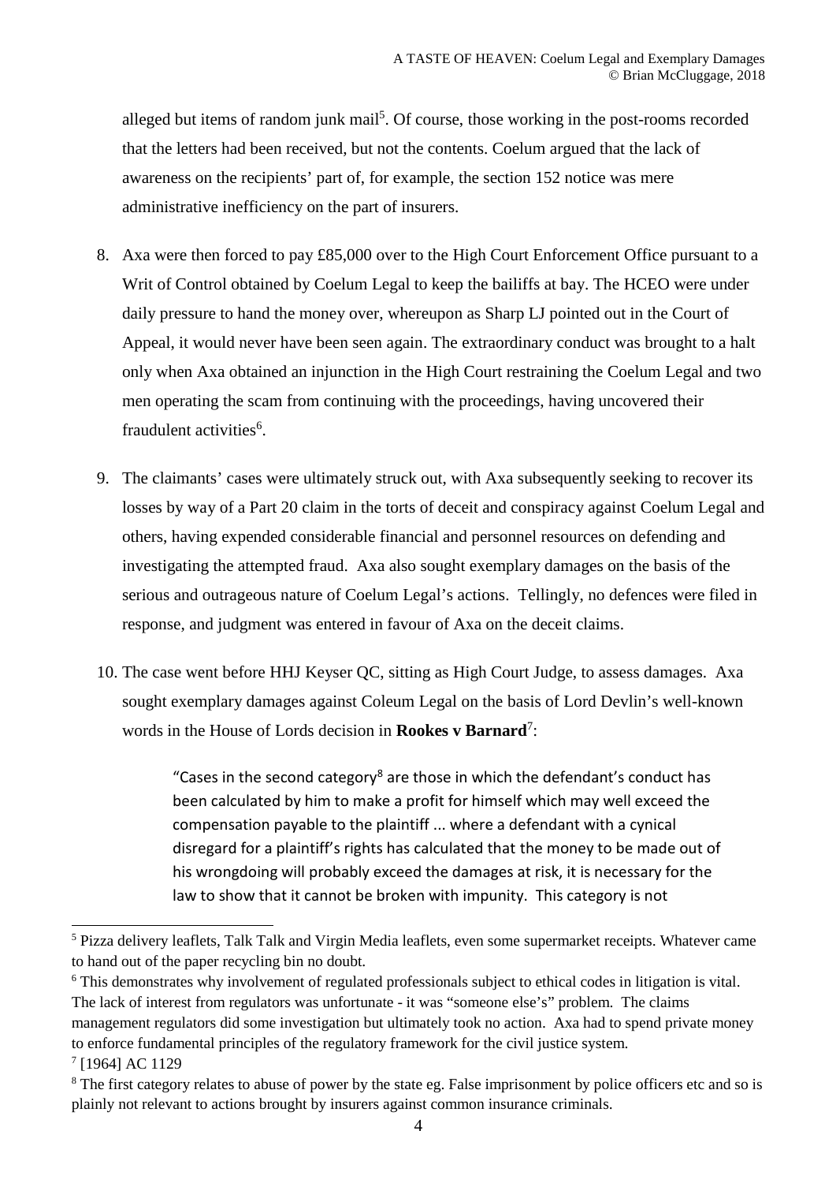alleged but items of random junk mail[5]. Of course, those working in the post-rooms recorded that the letters had been received, but not the contents. Coelum argued that the lack of awareness on the recipients' part of, for example, the section 152 notice was mere administrative inefficiency on the part of insurers.

8. Axa were then forced to pay £85,000 over to the High Court Enforcement Office pursuant to a Writ of Control obtained by Coelum Legal to keep the bailiffs at bay. The HCEO were under daily pressure to hand the money over, whereupon as Sharp LJ pointed out in the Court of Appeal, it would never have been seen again. The extraordinary conduct was brought to a halt only when Axa obtained an injunction in the High Court restraining the Coelum Legal and two men operating the scam from continuing with the proceedings, having uncovered their fraudulent activities[6].

9. The claimants' cases were ultimately struck out, with Axa subsequently seeking to recover its losses by way of a Part 20 claim in the torts of deceit and conspiracy against Coelum Legal and others, having expended considerable financial and personnel resources on defending and investigating the attempted fraud. Axa also sought exemplary damages on the basis of the serious and outrageous nature of Coelum Legal's actions. Tellingly, no defences were filed in response, and judgment was entered in favour of Axa on the deceit claims.

10. The case went before HHJ Keyser QC, sitting as High Court Judge, to assess damages. Axa sought exemplary damages against Coleum Legal on the basis of Lord Devlin's well-known words in the House of Lords decision in **Rookes v Barnard**[7]:

> "Cases in the second category[8] are those in which the defendant's conduct has been calculated by him to make a profit for himself which may well exceed the compensation payable to the plaintiff ... where a defendant with a cynical disregard for a plaintiff's rights has calculated that the money to be made out of his wrongdoing will probably exceed the damages at risk, it is necessary for the law to show that it cannot be broken with impunity. This category is not

---

[5] Pizza delivery leaflets, Talk Talk and Virgin Media leaflets, even some supermarket receipts. Whatever came to hand out of the paper recycling bin no doubt.

[6] This demonstrates why involvement of regulated professionals subject to ethical codes in litigation is vital. The lack of interest from regulators was unfortunate - it was "someone else's" problem. The claims management regulators did some investigation but ultimately took no action. Axa had to spend private money to enforce fundamental principles of the regulatory framework for the civil justice system.

[7] [1964] AC 1129

[8] The first category relates to abuse of power by the state eg. False imprisonment by police officers etc and so is plainly not relevant to actions brought by insurers against common insurance criminals.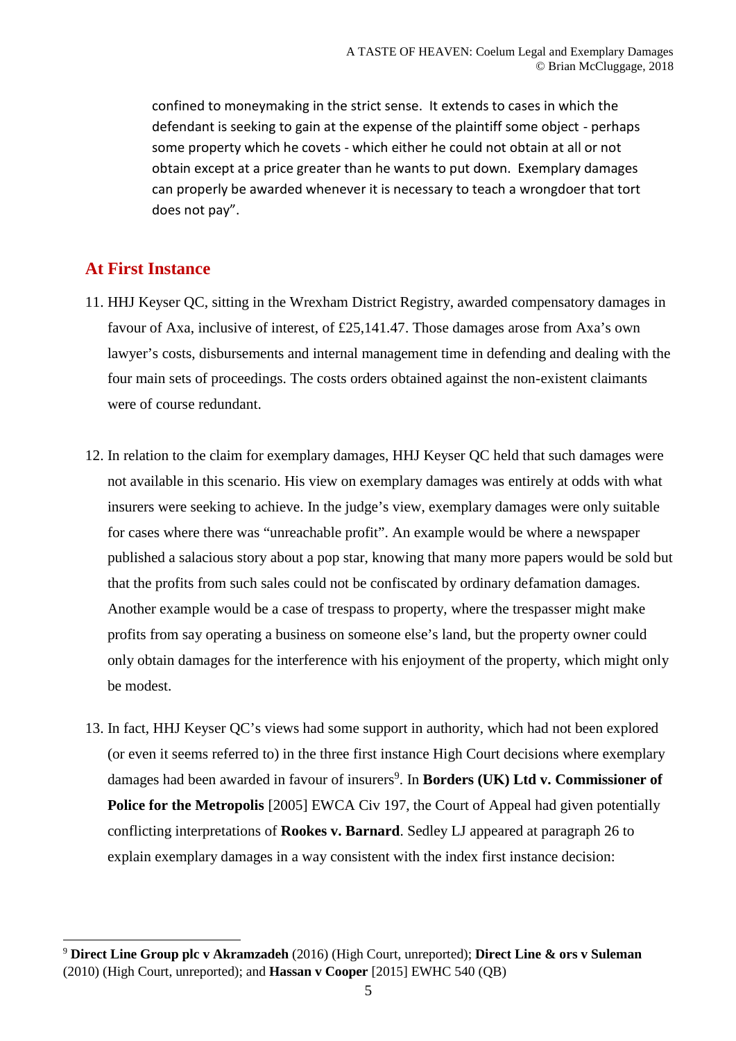> confined to moneymaking in the strict sense. It extends to cases in which the defendant is seeking to gain at the expense of the plaintiff some object - perhaps some property which he covets - which either he could not obtain at all or not obtain except at a price greater than he wants to put down. Exemplary damages can properly be awarded whenever it is necessary to teach a wrongdoer that tort does not pay".

## At First Instance

11. HHJ Keyser QC, sitting in the Wrexham District Registry, awarded compensatory damages in favour of Axa, inclusive of interest, of £25,141.47. Those damages arose from Axa's own lawyer's costs, disbursements and internal management time in defending and dealing with the four main sets of proceedings. The costs orders obtained against the non-existent claimants were of course redundant.

12. In relation to the claim for exemplary damages, HHJ Keyser QC held that such damages were not available in this scenario. His view on exemplary damages was entirely at odds with what insurers were seeking to achieve. In the judge's view, exemplary damages were only suitable for cases where there was "unreachable profit". An example would be where a newspaper published a salacious story about a pop star, knowing that many more papers would be sold but that the profits from such sales could not be confiscated by ordinary defamation damages. Another example would be a case of trespass to property, where the trespasser might make profits from say operating a business on someone else's land, but the property owner could only obtain damages for the interference with his enjoyment of the property, which might only be modest.

13. In fact, HHJ Keyser QC's views had some support in authority, which had not been explored (or even it seems referred to) in the three first instance High Court decisions where exemplary damages had been awarded in favour of insurers[9]. In **Borders (UK) Ltd v. Commissioner of Police for the Metropolis** [2005] EWCA Civ 197, the Court of Appeal had given potentially conflicting interpretations of **Rookes v. Barnard**. Sedley LJ appeared at paragraph 26 to explain exemplary damages in a way consistent with the index first instance decision:

---

[9] **Direct Line Group plc v Akramzadeh** (2016) (High Court, unreported); **Direct Line & ors v Suleman** (2010) (High Court, unreported); and **Hassan v Cooper** [2015] EWHC 540 (QB)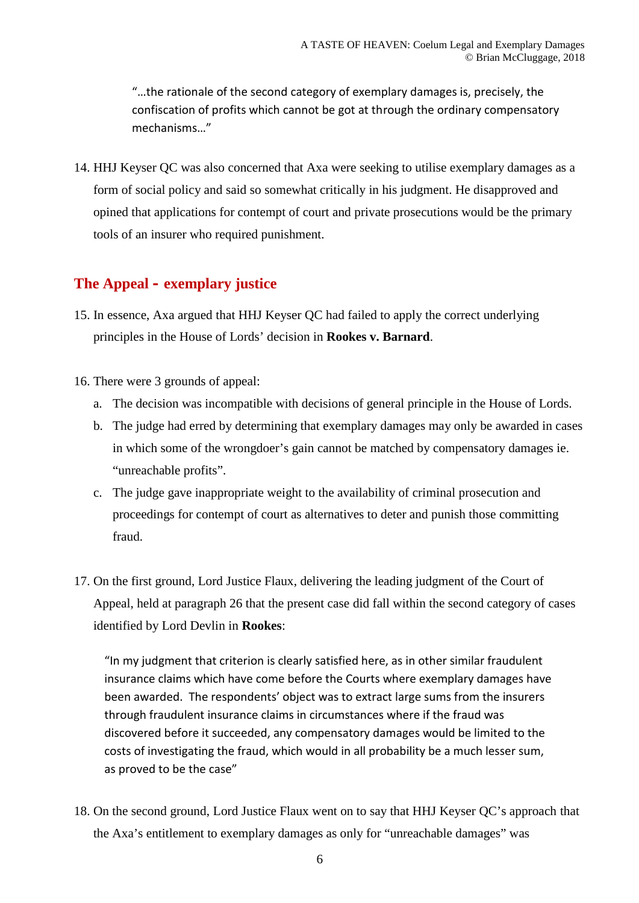> "…the rationale of the second category of exemplary damages is, precisely, the confiscation of profits which cannot be got at through the ordinary compensatory mechanisms…"

14. HHJ Keyser QC was also concerned that Axa were seeking to utilise exemplary damages as a form of social policy and said so somewhat critically in his judgment. He disapproved and opined that applications for contempt of court and private prosecutions would be the primary tools of an insurer who required punishment.

## The Appeal - exemplary justice

15. In essence, Axa argued that HHJ Keyser QC had failed to apply the correct underlying principles in the House of Lords' decision in **Rookes v. Barnard**.

16. There were 3 grounds of appeal:
    a. The decision was incompatible with decisions of general principle in the House of Lords.
    b. The judge had erred by determining that exemplary damages may only be awarded in cases in which some of the wrongdoer's gain cannot be matched by compensatory damages ie. "unreachable profits".
    c. The judge gave inappropriate weight to the availability of criminal prosecution and proceedings for contempt of court as alternatives to deter and punish those committing fraud.

17. On the first ground, Lord Justice Flaux, delivering the leading judgment of the Court of Appeal, held at paragraph 26 that the present case did fall within the second category of cases identified by Lord Devlin in **Rookes**:

> "In my judgment that criterion is clearly satisfied here, as in other similar fraudulent insurance claims which have come before the Courts where exemplary damages have been awarded. The respondents' object was to extract large sums from the insurers through fraudulent insurance claims in circumstances where if the fraud was discovered before it succeeded, any compensatory damages would be limited to the costs of investigating the fraud, which would in all probability be a much lesser sum, as proved to be the case"

18. On the second ground, Lord Justice Flaux went on to say that HHJ Keyser QC's approach that the Axa's entitlement to exemplary damages as only for "unreachable damages" was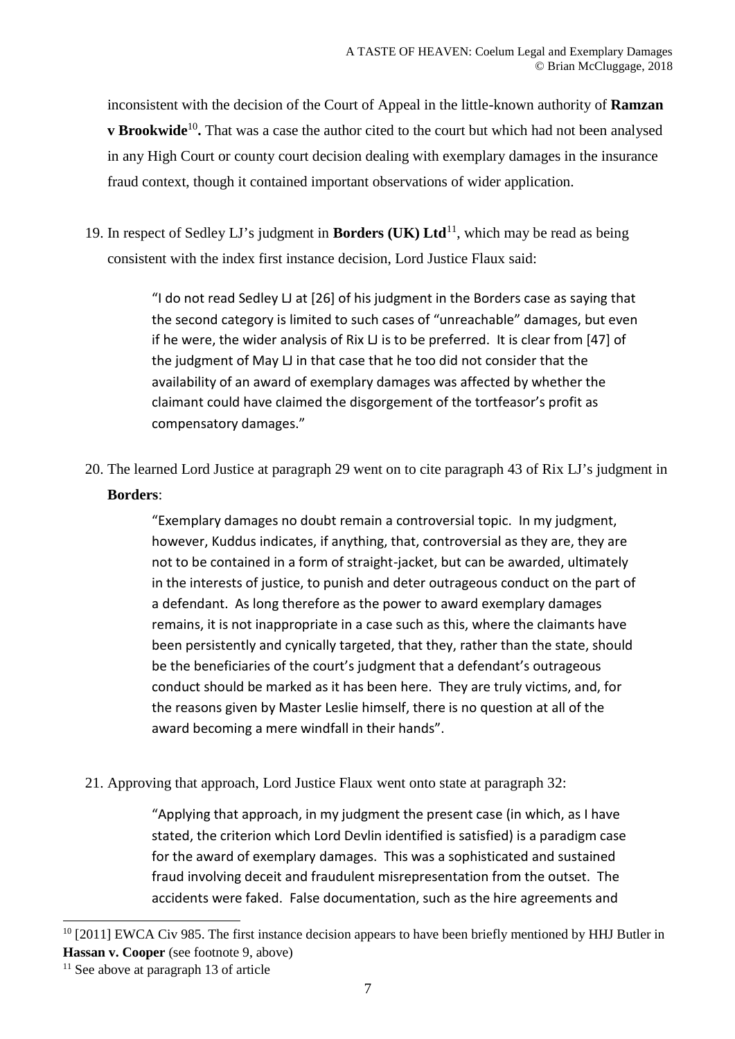inconsistent with the decision of the Court of Appeal in the little-known authority of **Ramzan v Brookwide**[10]**.** That was a case the author cited to the court but which had not been analysed in any High Court or county court decision dealing with exemplary damages in the insurance fraud context, though it contained important observations of wider application.

19. In respect of Sedley LJ's judgment in **Borders (UK) Ltd**[11], which may be read as being consistent with the index first instance decision, Lord Justice Flaux said:

> "I do not read Sedley LJ at [26] of his judgment in the Borders case as saying that the second category is limited to such cases of "unreachable" damages, but even if he were, the wider analysis of Rix LJ is to be preferred. It is clear from [47] of the judgment of May LJ in that case that he too did not consider that the availability of an award of exemplary damages was affected by whether the claimant could have claimed the disgorgement of the tortfeasor's profit as compensatory damages."

20. The learned Lord Justice at paragraph 29 went on to cite paragraph 43 of Rix LJ's judgment in **Borders**:

> "Exemplary damages no doubt remain a controversial topic. In my judgment, however, Kuddus indicates, if anything, that, controversial as they are, they are not to be contained in a form of straight-jacket, but can be awarded, ultimately in the interests of justice, to punish and deter outrageous conduct on the part of a defendant. As long therefore as the power to award exemplary damages remains, it is not inappropriate in a case such as this, where the claimants have been persistently and cynically targeted, that they, rather than the state, should be the beneficiaries of the court's judgment that a defendant's outrageous conduct should be marked as it has been here. They are truly victims, and, for the reasons given by Master Leslie himself, there is no question at all of the award becoming a mere windfall in their hands".

21. Approving that approach, Lord Justice Flaux went onto state at paragraph 32:

> "Applying that approach, in my judgment the present case (in which, as I have stated, the criterion which Lord Devlin identified is satisfied) is a paradigm case for the award of exemplary damages. This was a sophisticated and sustained fraud involving deceit and fraudulent misrepresentation from the outset. The accidents were faked. False documentation, such as the hire agreements and

---

[10] [2011] EWCA Civ 985. The first instance decision appears to have been briefly mentioned by HHJ Butler in **Hassan v. Cooper** (see footnote 9, above)

[11] See above at paragraph 13 of article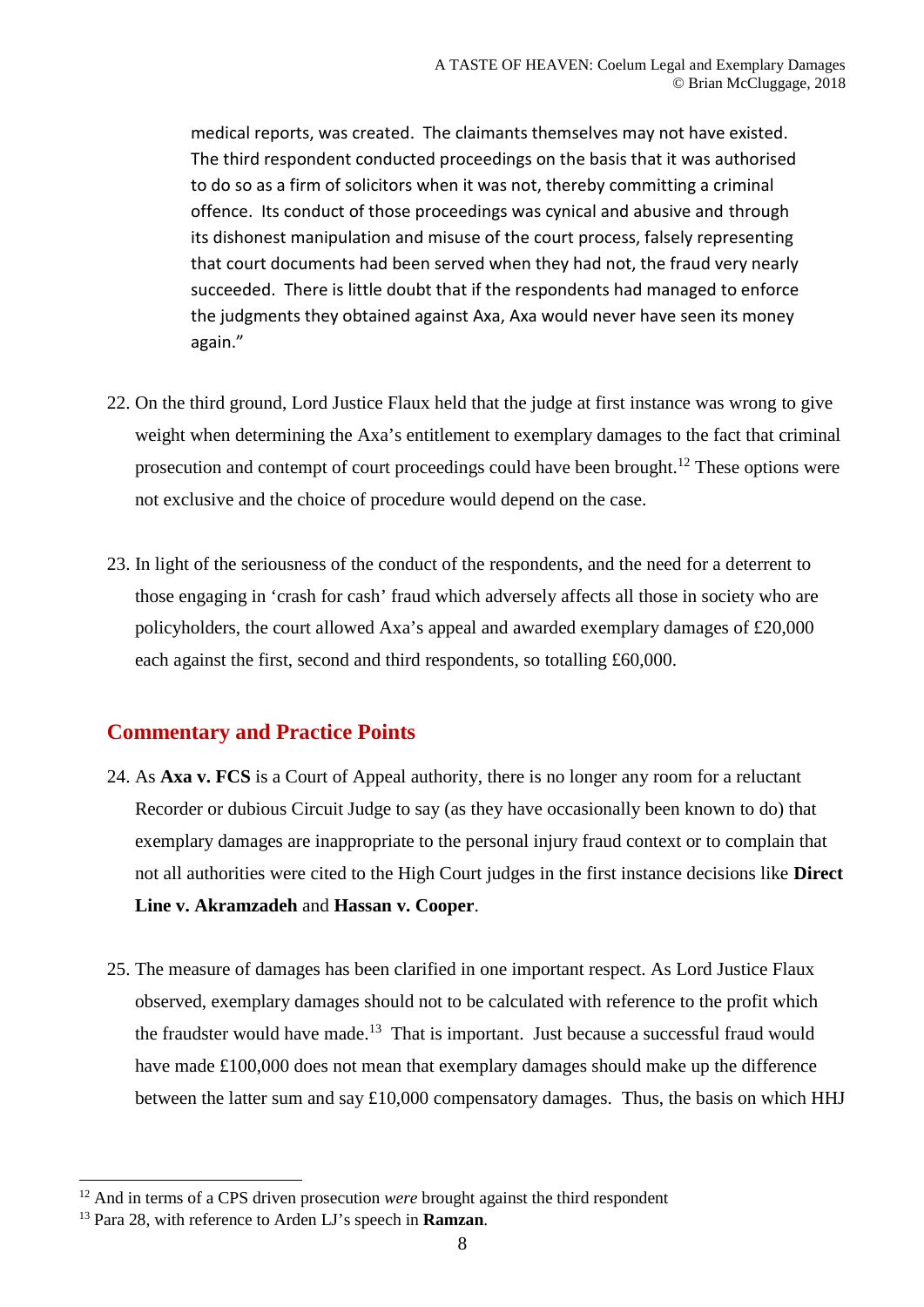> medical reports, was created. The claimants themselves may not have existed. The third respondent conducted proceedings on the basis that it was authorised to do so as a firm of solicitors when it was not, thereby committing a criminal offence. Its conduct of those proceedings was cynical and abusive and through its dishonest manipulation and misuse of the court process, falsely representing that court documents had been served when they had not, the fraud very nearly succeeded. There is little doubt that if the respondents had managed to enforce the judgments they obtained against Axa, Axa would never have seen its money again."

22. On the third ground, Lord Justice Flaux held that the judge at first instance was wrong to give weight when determining the Axa's entitlement to exemplary damages to the fact that criminal prosecution and contempt of court proceedings could have been brought.[12] These options were not exclusive and the choice of procedure would depend on the case.

23. In light of the seriousness of the conduct of the respondents, and the need for a deterrent to those engaging in 'crash for cash' fraud which adversely affects all those in society who are policyholders, the court allowed Axa's appeal and awarded exemplary damages of £20,000 each against the first, second and third respondents, so totalling £60,000.

## Commentary and Practice Points

24. As **Axa v. FCS** is a Court of Appeal authority, there is no longer any room for a reluctant Recorder or dubious Circuit Judge to say (as they have occasionally been known to do) that exemplary damages are inappropriate to the personal injury fraud context or to complain that not all authorities were cited to the High Court judges in the first instance decisions like **Direct Line v. Akramzadeh** and **Hassan v. Cooper**.

25. The measure of damages has been clarified in one important respect. As Lord Justice Flaux observed, exemplary damages should not to be calculated with reference to the profit which the fraudster would have made.[13] That is important. Just because a successful fraud would have made £100,000 does not mean that exemplary damages should make up the difference between the latter sum and say £10,000 compensatory damages. Thus, the basis on which HHJ

---

[12] And in terms of a CPS driven prosecution *were* brought against the third respondent

[13] Para 28, with reference to Arden LJ's speech in **Ramzan**.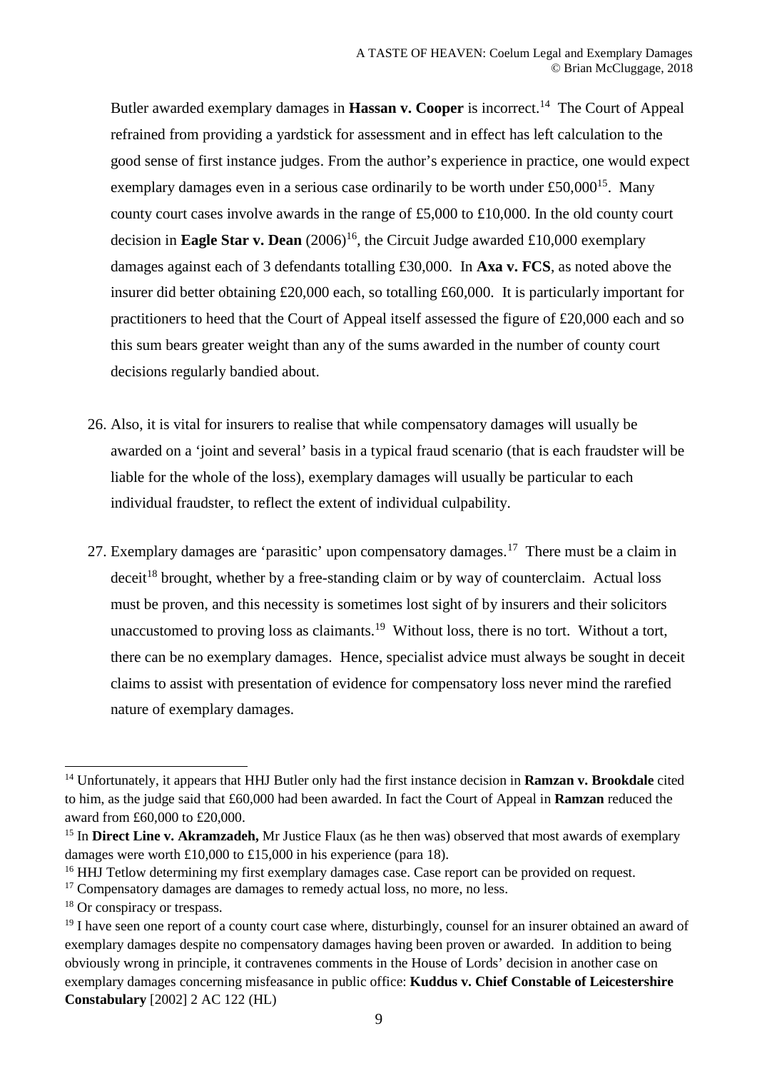Butler awarded exemplary damages in **Hassan v. Cooper** is incorrect.[14] The Court of Appeal refrained from providing a yardstick for assessment and in effect has left calculation to the good sense of first instance judges. From the author's experience in practice, one would expect exemplary damages even in a serious case ordinarily to be worth under £50,000[15]. Many county court cases involve awards in the range of £5,000 to £10,000. In the old county court decision in **Eagle Star v. Dean** (2006)[16], the Circuit Judge awarded £10,000 exemplary damages against each of 3 defendants totalling £30,000. In **Axa v. FCS**, as noted above the insurer did better obtaining £20,000 each, so totalling £60,000. It is particularly important for practitioners to heed that the Court of Appeal itself assessed the figure of £20,000 each and so this sum bears greater weight than any of the sums awarded in the number of county court decisions regularly bandied about.

26. Also, it is vital for insurers to realise that while compensatory damages will usually be awarded on a 'joint and several' basis in a typical fraud scenario (that is each fraudster will be liable for the whole of the loss), exemplary damages will usually be particular to each individual fraudster, to reflect the extent of individual culpability.

27. Exemplary damages are 'parasitic' upon compensatory damages.[17] There must be a claim in deceit[18] brought, whether by a free-standing claim or by way of counterclaim. Actual loss must be proven, and this necessity is sometimes lost sight of by insurers and their solicitors unaccustomed to proving loss as claimants.[19] Without loss, there is no tort. Without a tort, there can be no exemplary damages. Hence, specialist advice must always be sought in deceit claims to assist with presentation of evidence for compensatory loss never mind the rarefied nature of exemplary damages.

---

[14] Unfortunately, it appears that HHJ Butler only had the first instance decision in **Ramzan v. Brookdale** cited to him, as the judge said that £60,000 had been awarded. In fact the Court of Appeal in **Ramzan** reduced the award from £60,000 to £20,000.

[15] In **Direct Line v. Akramzadeh,** Mr Justice Flaux (as he then was) observed that most awards of exemplary damages were worth £10,000 to £15,000 in his experience (para 18).

[16] HHJ Tetlow determining my first exemplary damages case. Case report can be provided on request.

[17] Compensatory damages are damages to remedy actual loss, no more, no less.

[18] Or conspiracy or trespass.

[19] I have seen one report of a county court case where, disturbingly, counsel for an insurer obtained an award of exemplary damages despite no compensatory damages having been proven or awarded. In addition to being obviously wrong in principle, it contravenes comments in the House of Lords' decision in another case on exemplary damages concerning misfeasance in public office: **Kuddus v. Chief Constable of Leicestershire Constabulary** [2002] 2 AC 122 (HL)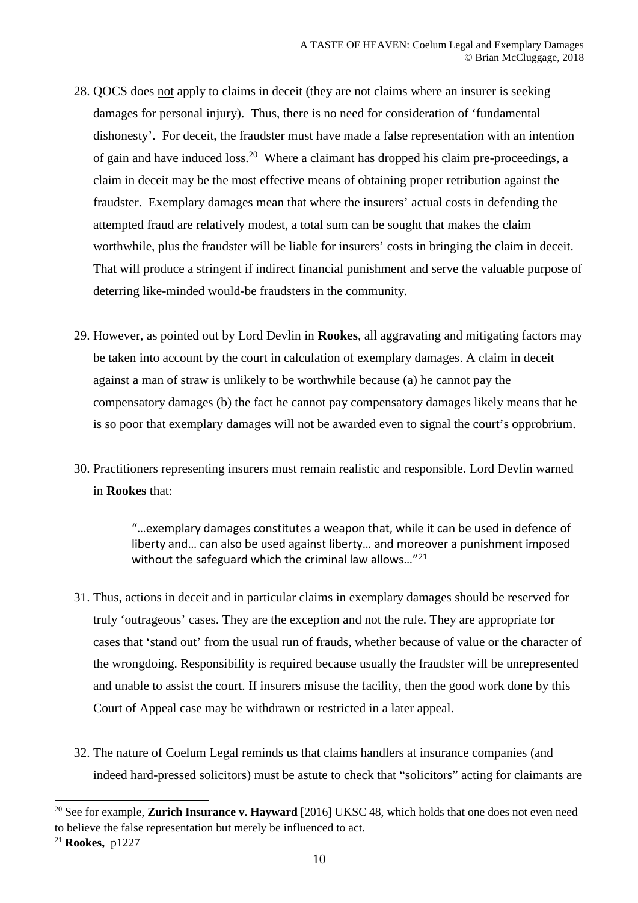28. QOCS does not apply to claims in deceit (they are not claims where an insurer is seeking damages for personal injury). Thus, there is no need for consideration of 'fundamental dishonesty'. For deceit, the fraudster must have made a false representation with an intention of gain and have induced loss.[20] Where a claimant has dropped his claim pre-proceedings, a claim in deceit may be the most effective means of obtaining proper retribution against the fraudster. Exemplary damages mean that where the insurers' actual costs in defending the attempted fraud are relatively modest, a total sum can be sought that makes the claim worthwhile, plus the fraudster will be liable for insurers' costs in bringing the claim in deceit. That will produce a stringent if indirect financial punishment and serve the valuable purpose of deterring like-minded would-be fraudsters in the community.

29. However, as pointed out by Lord Devlin in **Rookes**, all aggravating and mitigating factors may be taken into account by the court in calculation of exemplary damages. A claim in deceit against a man of straw is unlikely to be worthwhile because (a) he cannot pay the compensatory damages (b) the fact he cannot pay compensatory damages likely means that he is so poor that exemplary damages will not be awarded even to signal the court's opprobrium.

30. Practitioners representing insurers must remain realistic and responsible. Lord Devlin warned in **Rookes** that:

    > "…exemplary damages constitutes a weapon that, while it can be used in defence of liberty and… can also be used against liberty… and moreover a punishment imposed without the safeguard which the criminal law allows…"[21]

31. Thus, actions in deceit and in particular claims in exemplary damages should be reserved for truly 'outrageous' cases. They are the exception and not the rule. They are appropriate for cases that 'stand out' from the usual run of frauds, whether because of value or the character of the wrongdoing. Responsibility is required because usually the fraudster will be unrepresented and unable to assist the court. If insurers misuse the facility, then the good work done by this Court of Appeal case may be withdrawn or restricted in a later appeal.

32. The nature of Coelum Legal reminds us that claims handlers at insurance companies (and indeed hard-pressed solicitors) must be astute to check that "solicitors" acting for claimants are

---

[20] See for example, **Zurich Insurance v. Hayward** [2016] UKSC 48, which holds that one does not even need to believe the false representation but merely be influenced to act.

[21] **Rookes,** p1227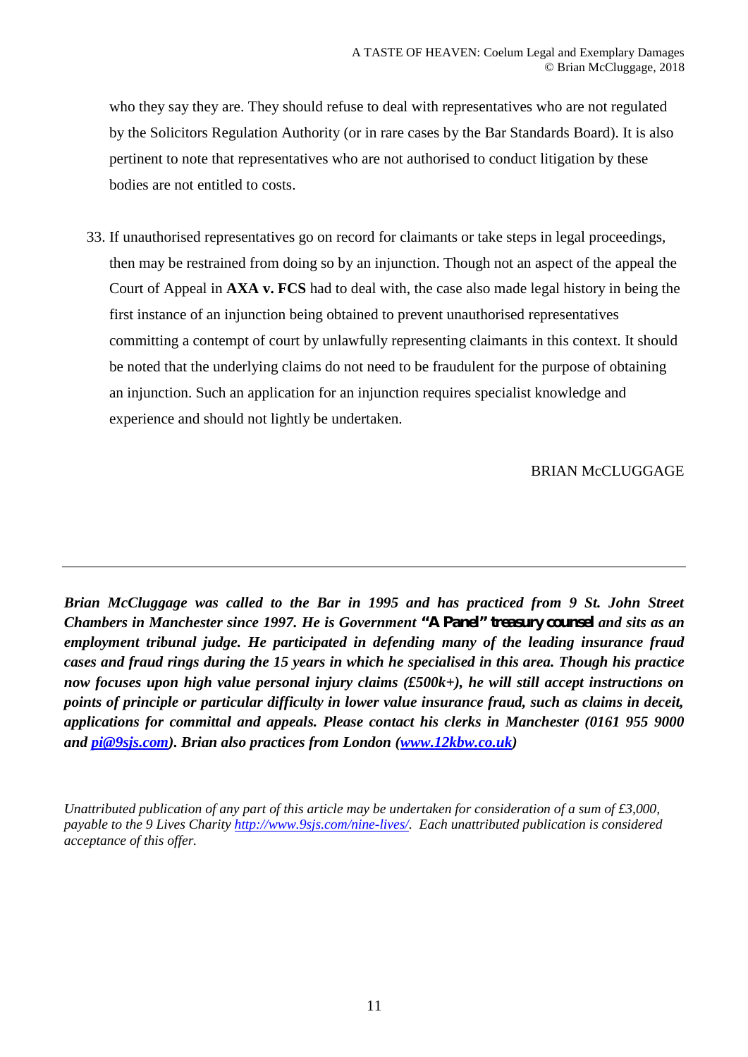who they say they are. They should refuse to deal with representatives who are not regulated by the Solicitors Regulation Authority (or in rare cases by the Bar Standards Board). It is also pertinent to note that representatives who are not authorised to conduct litigation by these bodies are not entitled to costs.

33. If unauthorised representatives go on record for claimants or take steps in legal proceedings, then may be restrained from doing so by an injunction. Though not an aspect of the appeal the Court of Appeal in **AXA v. FCS** had to deal with, the case also made legal history in being the first instance of an injunction being obtained to prevent unauthorised representatives committing a contempt of court by unlawfully representing claimants in this context. It should be noted that the underlying claims do not need to be fraudulent for the purpose of obtaining an injunction. Such an application for an injunction requires specialist knowledge and experience and should not lightly be undertaken.

BRIAN McCLUGGAGE

---

***Brian McCluggage was called to the Bar in 1995 and has practiced from 9 St. John Street Chambers in Manchester since 1997. He is Government "A Panel" treasury counsel and sits as an employment tribunal judge. He participated in defending many of the leading insurance fraud cases and fraud rings during the 15 years in which he specialised in this area. Though his practice now focuses upon high value personal injury claims (£500k+), he will still accept instructions on points of principle or particular difficulty in lower value insurance fraud, such as claims in deceit, applications for committal and appeals. Please contact his clerks in Manchester (0161 955 9000 and [pi@9sjs.com](mailto:pi@9sjs.com)). Brian also practices from London ([www.12kbw.co.uk](http://www.12kbw.co.uk))***

*Unattributed publication of any part of this article may be undertaken for consideration of a sum of £3,000, payable to the 9 Lives Charity [http://www.9sjs.com/nine-lives/](http://www.9sjs.com/nine-lives/). Each unattributed publication is considered acceptance of this offer.*